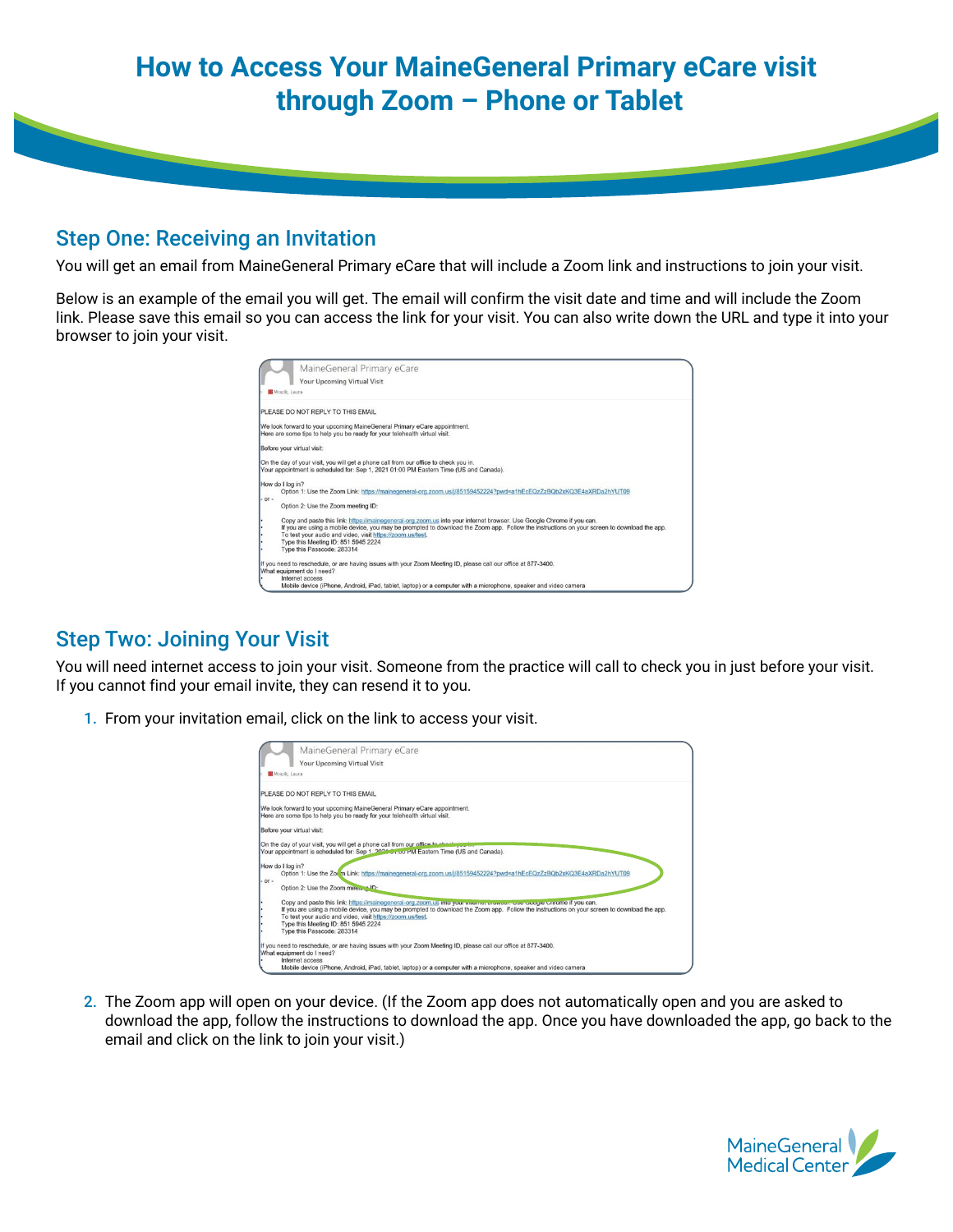# How to Access Your MaineGeneral Primary eCare visit through Zoom – Phone or Tablet

## Step One: Receiving an Invitation

You will get an email from MaineGeneral Primary eCare that will include a Zoom link and instructions to join your visit.

Below is an example of the email you will get. The email will confirm the visit date and time and will include the Zoom link. Please save this email so you can access the link for your visit. You can also write down the URL and type it into your browser to join your visit.

## Step Two: Joining Your Visit

You will need internet access to join your visit. Someone from the practice will call to check you in just before your visit. If you cannot find your email invite, they can resend it to you.

1. From your invitation email, click on the link to access your visit.
2. The Zoom app will open on your device. (If the Zoom app does not automatically open and you are asked to download the app, follow the instructions to download the app. Once you have downloaded the app, go back to the email and click on the link to join your visit.)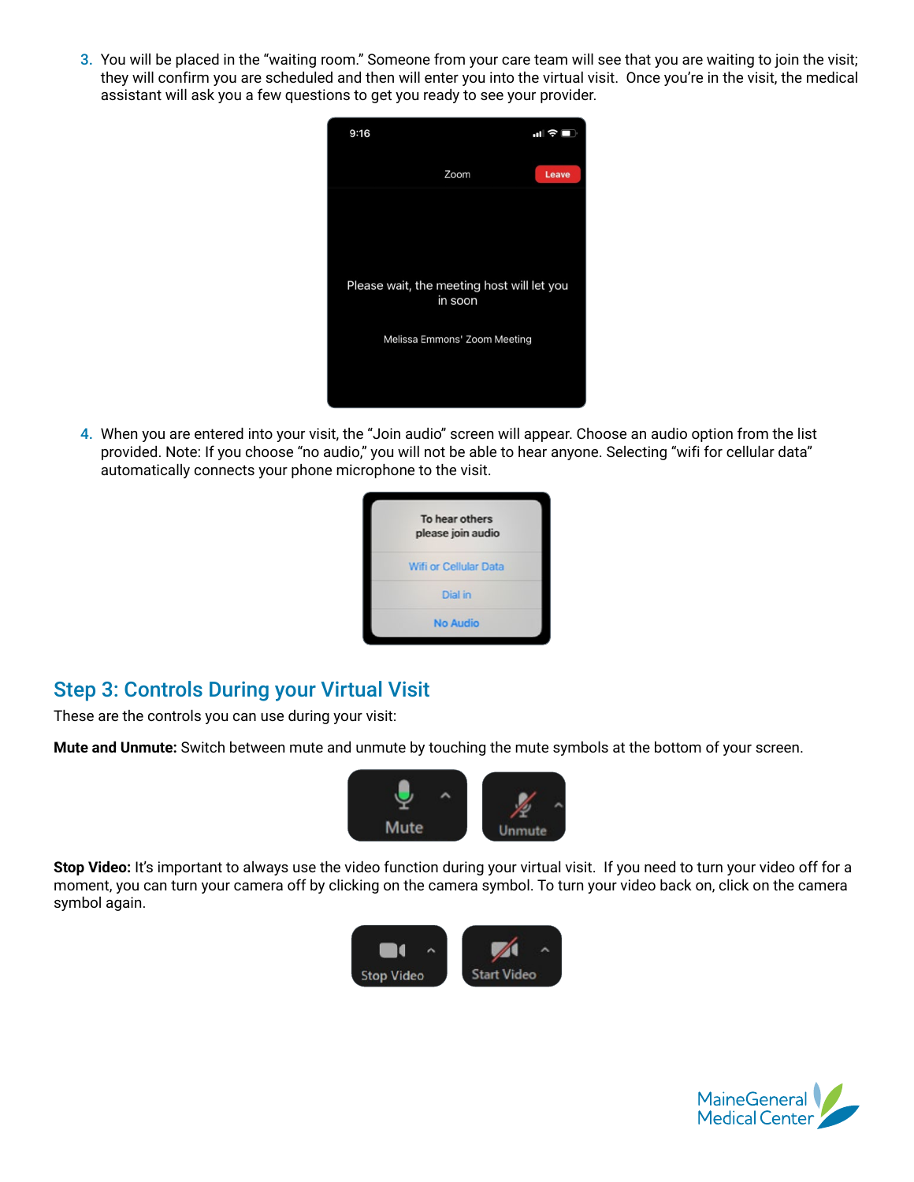3. You will be placed in the "waiting room." Someone from your care team will see that you are waiting to join the visit; they will confirm you are scheduled and then will enter you into the virtual visit. Once you're in the visit, the medical assistant will ask you a few questions to get you ready to see your provider.

4. When you are entered into your visit, the "Join audio" screen will appear. Choose an audio option from the list provided. Note: If you choose "no audio," you will not be able to hear anyone. Selecting "wifi for cellular data" automatically connects your phone microphone to the visit.

## Step 3: Controls During your Virtual Visit

These are the controls you can use during your visit:

**Mute and Unmute:** Switch between mute and unmute by touching the mute symbols at the bottom of your screen.

**Stop Video:** It's important to always use the video function during your virtual visit. If you need to turn your video off for a moment, you can turn your camera off by clicking on the camera symbol. To turn your video back on, click on the camera symbol again.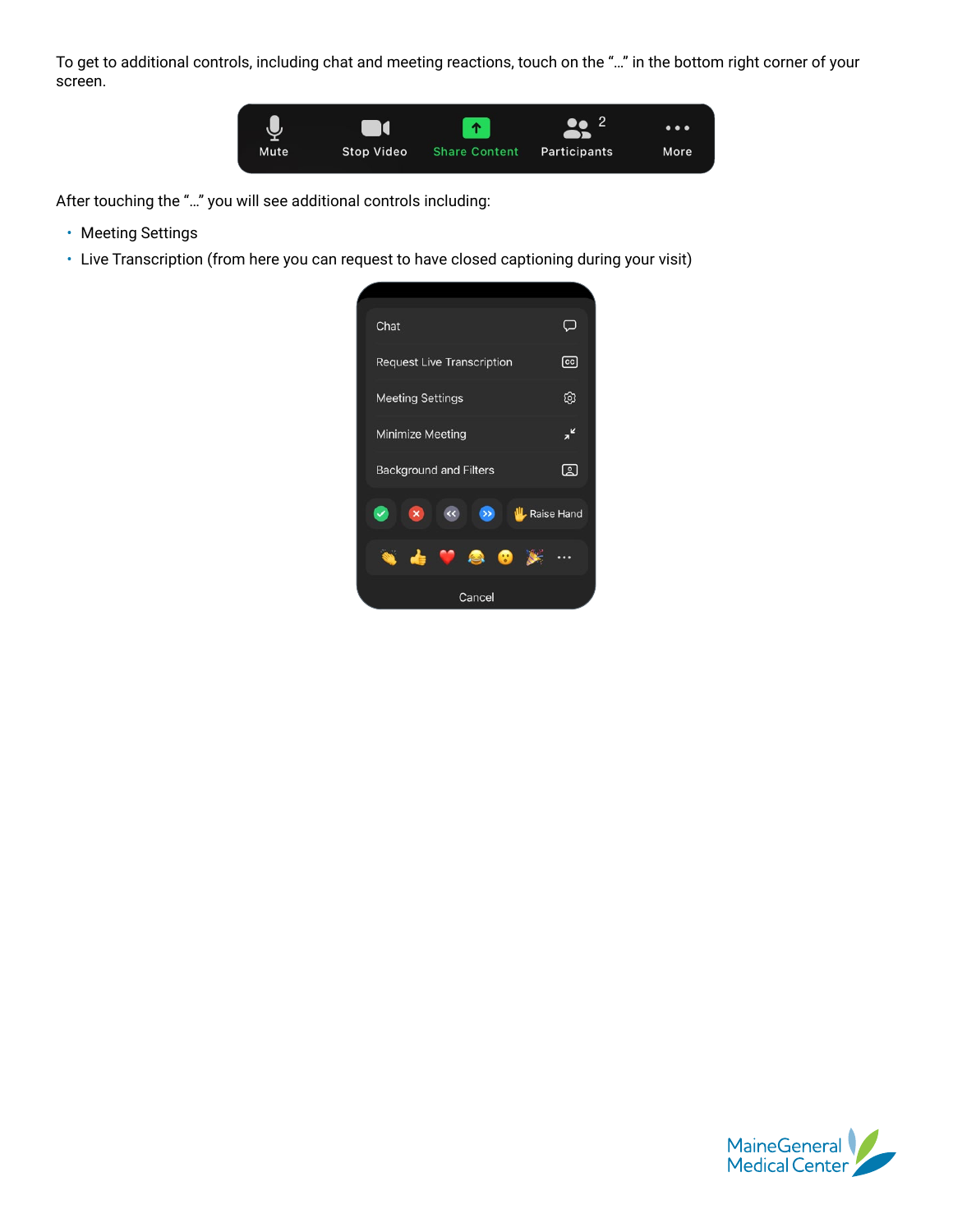To get to additional controls, including chat and meeting reactions, touch on the "…" in the bottom right corner of your screen.

After touching the "…" you will see additional controls including:

- Meeting Settings
- Live Transcription (from here you can request to have closed captioning during your visit)